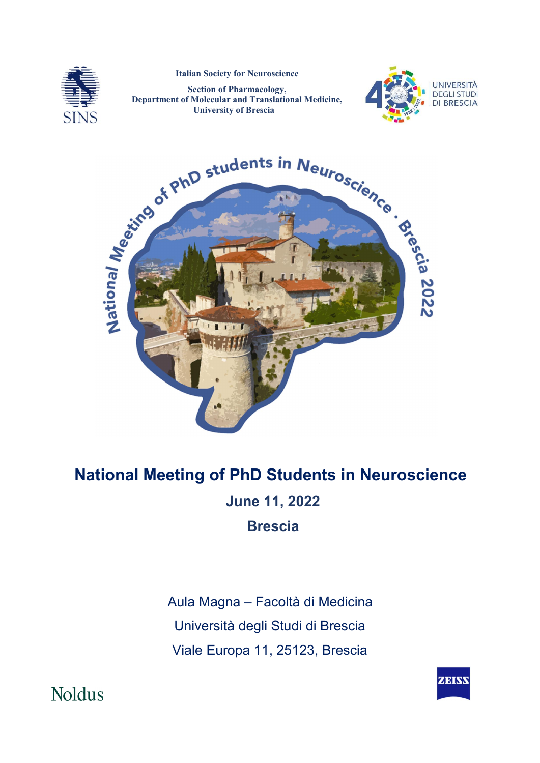SINS

Italian Society for Neuroscience

Section of Pharmacology,
Department of Molecular and Translational Medicine,
University of Brescia

UNIVERSITÀ DEGLI STUDI DI BRESCIA

# National Meeting of PhD Students in Neuroscience

## June 11, 2022

## Brescia

Aula Magna – Facoltà di Medicina
Università degli Studi di Brescia
Viale Europa 11, 25123, Brescia

Noldus

ZEISS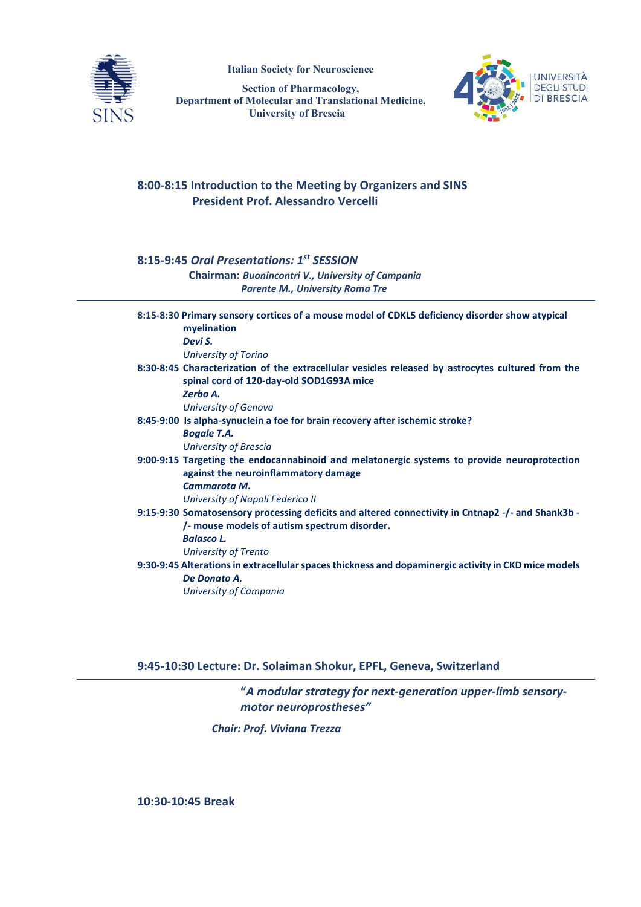**Italian Society for Neuroscience**

**Section of Pharmacology,**
**Department of Molecular and Translational Medicine,**
**University of Brescia**

## 8:00-8:15 Introduction to the Meeting by Organizers and SINS President Prof. Alessandro Vercelli

## 8:15-9:45 *Oral Presentations: 1st SESSION*

**Chairman:** ***Buonincontri V., University of Campania***
***Parente M., University Roma Tre***

---

**8:15-8:30 Primary sensory cortices of a mouse model of CDKL5 deficiency disorder show atypical myelination**
***Devi S.***
*University of Torino*

**8:30-8:45 Characterization of the extracellular vesicles released by astrocytes cultured from the spinal cord of 120-day-old SOD1G93A mice**
***Zerbo A.***
*University of Genova*

**8:45-9:00 Is alpha-synuclein a foe for brain recovery after ischemic stroke?**
***Bogale T.A.***
*University of Brescia*

**9:00-9:15 Targeting the endocannabinoid and melatonergic systems to provide neuroprotection against the neuroinflammatory damage**
***Cammarota M.***
*University of Napoli Federico II*

**9:15-9:30 Somatosensory processing deficits and altered connectivity in Cntnap2 -/- and Shank3b -/- mouse models of autism spectrum disorder.**
***Balasco L.***
*University of Trento*

**9:30-9:45 Alterations in extracellular spaces thickness and dopaminergic activity in CKD mice models**
***De Donato A.***
*University of Campania*

## 9:45-10:30 Lecture: Dr. Solaiman Shokur, EPFL, Geneva, Switzerland

---

***"A modular strategy for next-generation upper-limb sensory-motor neuroprostheses"***

***Chair: Prof. Viviana Trezza***

## 10:30-10:45 Break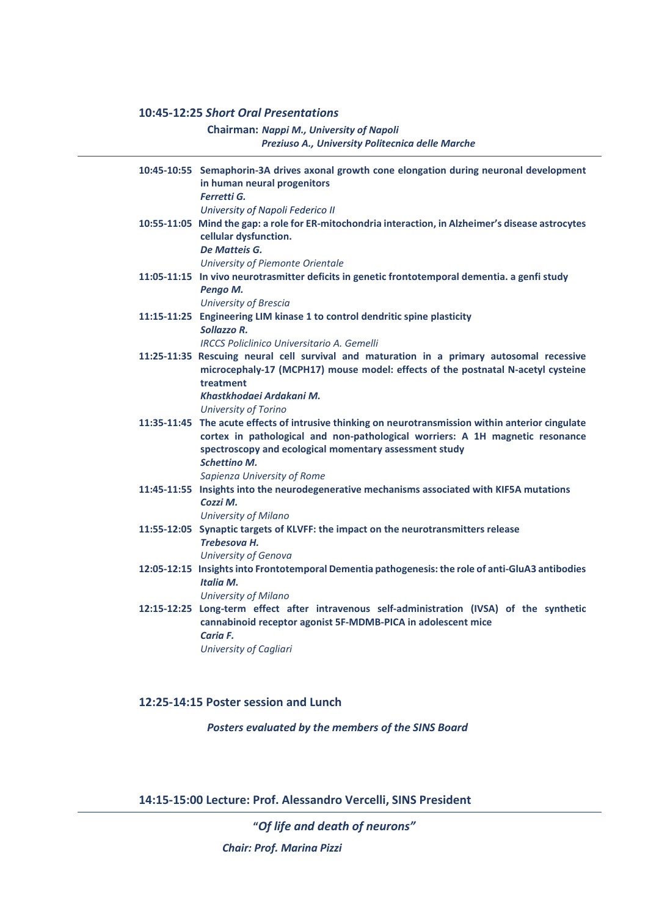## 10:45-12:25 *Short Oral Presentations*

**Chairman:** ***Nappi M., University of Napoli***
***Preziuso A., University Politecnica delle Marche***

---

**10:45-10:55 Semaphorin-3A drives axonal growth cone elongation during neuronal development in human neural progenitors**
***Ferretti G.***
*University of Napoli Federico II*

**10:55-11:05 Mind the gap: a role for ER-mitochondria interaction, in Alzheimer's disease astrocytes cellular dysfunction.**
***De Matteis G.***
*University of Piemonte Orientale*

**11:05-11:15 In vivo neurotrasmitter deficits in genetic frontotemporal dementia. a genfi study**
***Pengo M.***
*University of Brescia*

**11:15-11:25 Engineering LIM kinase 1 to control dendritic spine plasticity**
***Sollazzo R.***
*IRCCS Policlinico Universitario A. Gemelli*

**11:25-11:35 Rescuing neural cell survival and maturation in a primary autosomal recessive microcephaly-17 (MCPH17) mouse model: effects of the postnatal N-acetyl cysteine treatment**
***Khastkhodaei Ardakani M.***
*University of Torino*

**11:35-11:45 The acute effects of intrusive thinking on neurotransmission within anterior cingulate cortex in pathological and non-pathological worriers: A 1H magnetic resonance spectroscopy and ecological momentary assessment study**
***Schettino M.***
*Sapienza University of Rome*

**11:45-11:55 Insights into the neurodegenerative mechanisms associated with KIF5A mutations**
***Cozzi M.***
*University of Milano*

**11:55-12:05 Synaptic targets of KLVFF: the impact on the neurotransmitters release**
***Trebesova H.***
*University of Genova*

**12:05-12:15 Insights into Frontotemporal Dementia pathogenesis: the role of anti-GluA3 antibodies**
***Italia M.***
*University of Milano*

**12:15-12:25 Long-term effect after intravenous self-administration (IVSA) of the synthetic cannabinoid receptor agonist 5F-MDMB-PICA in adolescent mice**
***Caria F.***
*University of Cagliari*

## 12:25-14:15 Poster session and Lunch

***Posters evaluated by the members of the SINS Board***

## 14:15-15:00 Lecture: Prof. Alessandro Vercelli, SINS President

---

**"*Of life and death of neurons"***

***Chair: Prof. Marina Pizzi***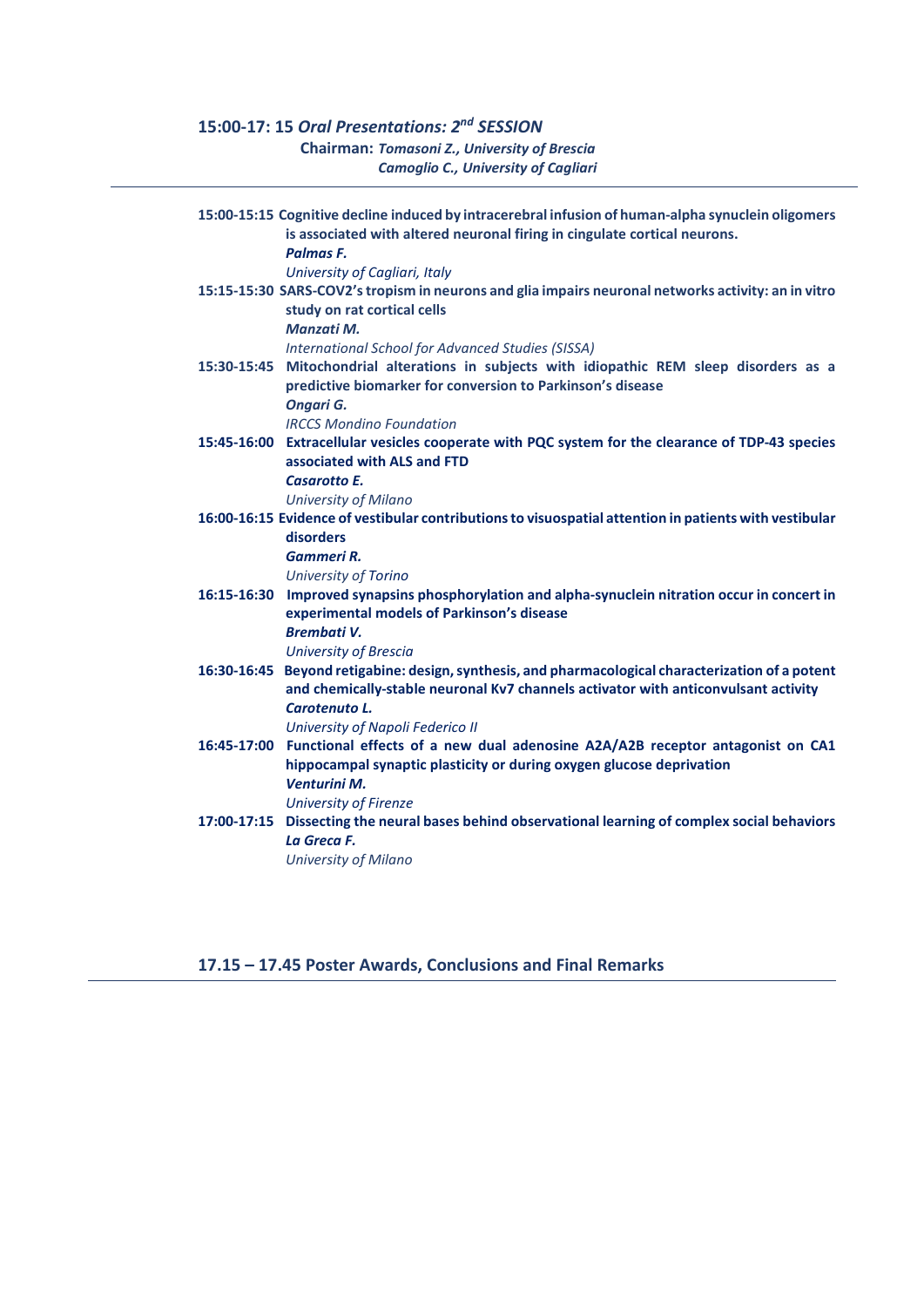## 15:00-17: 15 *Oral Presentations: 2nd SESSION*

**Chairman:** ***Tomasoni Z., University of Brescia***
***Camoglio C., University of Cagliari***

---

**15:00-15:15 Cognitive decline induced by intracerebral infusion of human-alpha synuclein oligomers is associated with altered neuronal firing in cingulate cortical neurons.**
***Palmas F.***
*University of Cagliari, Italy*

**15:15-15:30 SARS-COV2's tropism in neurons and glia impairs neuronal networks activity: an in vitro study on rat cortical cells**
***Manzati M.***
*International School for Advanced Studies (SISSA)*

**15:30-15:45 Mitochondrial alterations in subjects with idiopathic REM sleep disorders as a predictive biomarker for conversion to Parkinson's disease**
***Ongari G.***
*IRCCS Mondino Foundation*

**15:45-16:00 Extracellular vesicles cooperate with PQC system for the clearance of TDP-43 species associated with ALS and FTD**
***Casarotto E.***
*University of Milano*

**16:00-16:15 Evidence of vestibular contributions to visuospatial attention in patients with vestibular disorders**
***Gammeri R.***
*University of Torino*

**16:15-16:30 Improved synapsins phosphorylation and alpha-synuclein nitration occur in concert in experimental models of Parkinson's disease**
***Brembati V.***
*University of Brescia*

**16:30-16:45 Beyond retigabine: design, synthesis, and pharmacological characterization of a potent and chemically-stable neuronal Kv7 channels activator with anticonvulsant activity**
***Carotenuto L.***
*University of Napoli Federico II*

**16:45-17:00 Functional effects of a new dual adenosine A2A/A2B receptor antagonist on CA1 hippocampal synaptic plasticity or during oxygen glucose deprivation**
***Venturini M.***
*University of Firenze*

**17:00-17:15 Dissecting the neural bases behind observational learning of complex social behaviors**
***La Greca F.***
*University of Milano*

## 17.15 – 17.45 Poster Awards, Conclusions and Final Remarks